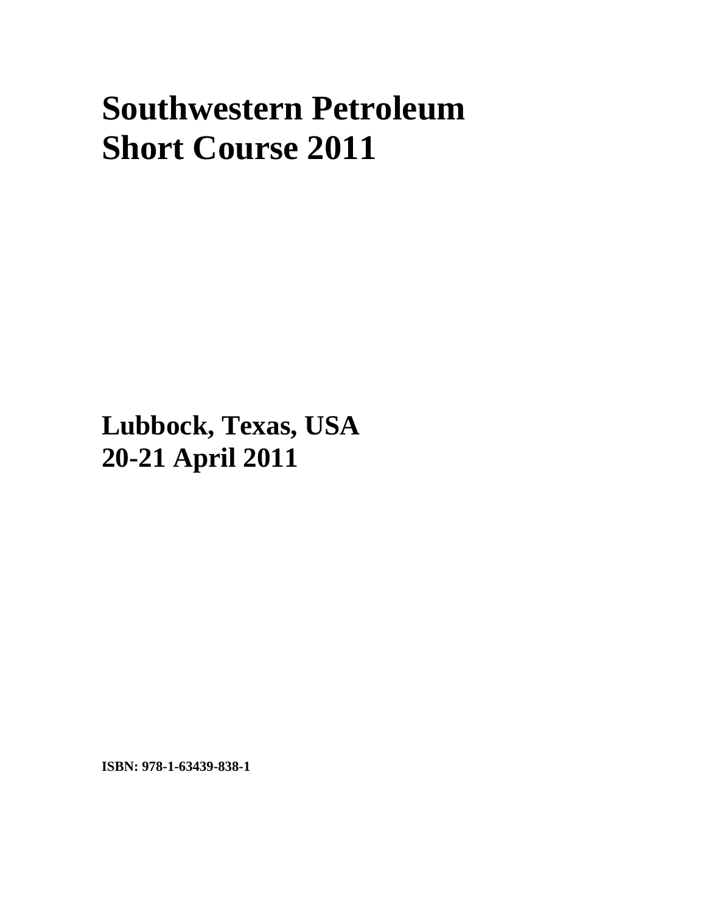# Southwestern Petroleum Short Course 2011

## Lubbock, Texas, USA
## 20-21 April 2011

**ISBN: 978-1-63439-838-1**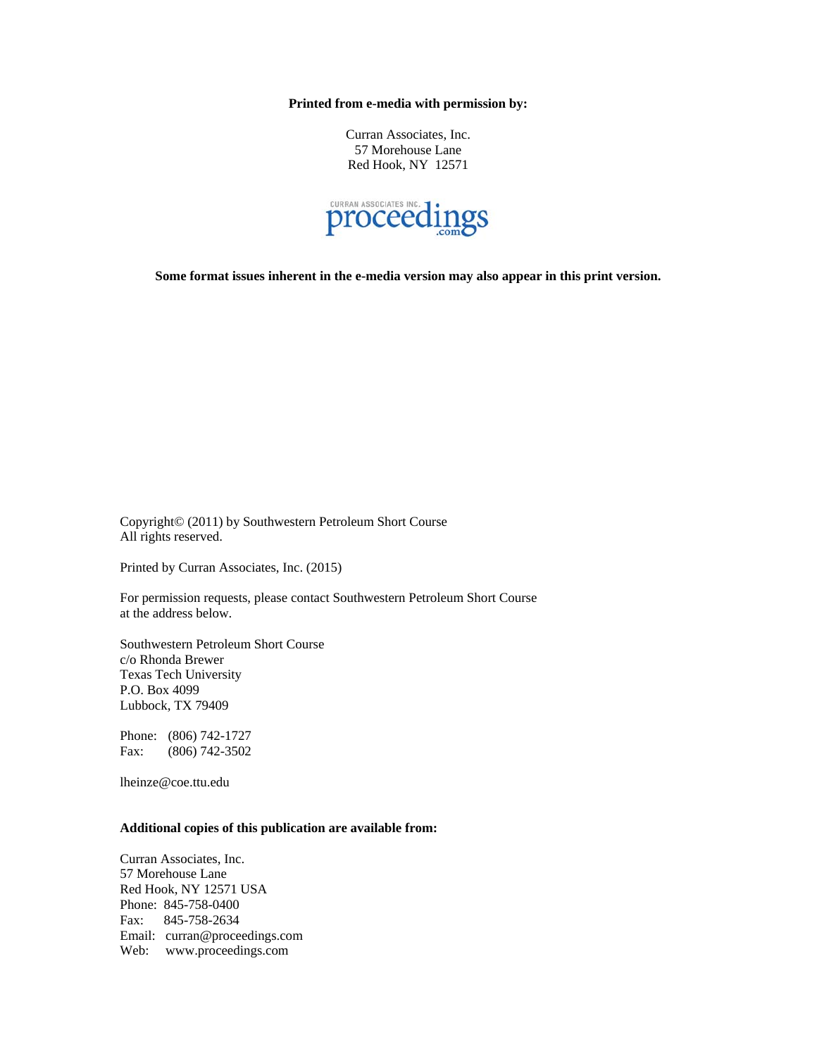**Printed from e-media with permission by:**

Curran Associates, Inc.
57 Morehouse Lane
Red Hook, NY 12571

CURRAN ASSOCIATES INC. proceedings.com

**Some format issues inherent in the e-media version may also appear in this print version.**

Copyright© (2011) by Southwestern Petroleum Short Course
All rights reserved.

Printed by Curran Associates, Inc. (2015)

For permission requests, please contact Southwestern Petroleum Short Course at the address below.

Southwestern Petroleum Short Course
c/o Rhonda Brewer
Texas Tech University
P.O. Box 4099
Lubbock, TX 79409

Phone: (806) 742-1727
Fax: (806) 742-3502

lheinze@coe.ttu.edu

**Additional copies of this publication are available from:**

Curran Associates, Inc.
57 Morehouse Lane
Red Hook, NY 12571 USA
Phone: 845-758-0400
Fax: 845-758-2634
Email: curran@proceedings.com
Web: www.proceedings.com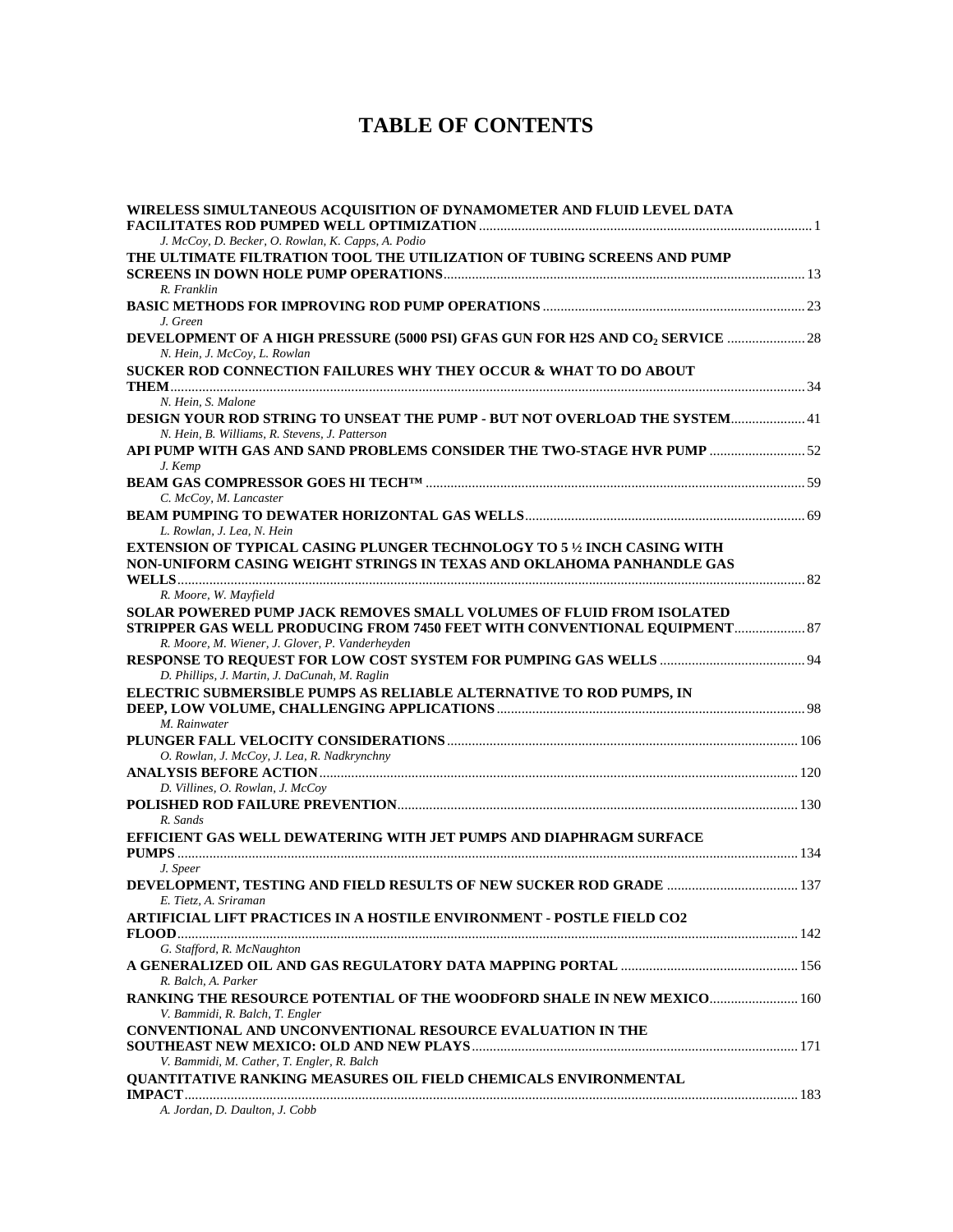# TABLE OF CONTENTS

**WIRELESS SIMULTANEOUS ACQUISITION OF DYNAMOMETER AND FLUID LEVEL DATA FACILITATES ROD PUMPED WELL OPTIMIZATION** ........ 1
*J. McCoy, D. Becker, O. Rowlan, K. Capps, A. Podio*

**THE ULTIMATE FILTRATION TOOL THE UTILIZATION OF TUBING SCREENS AND PUMP SCREENS IN DOWN HOLE PUMP OPERATIONS** ........ 13
*R. Franklin*

**BASIC METHODS FOR IMPROVING ROD PUMP OPERATIONS** ........ 23
*J. Green*

**DEVELOPMENT OF A HIGH PRESSURE (5000 PSI) GFAS GUN FOR H2S AND $CO_2$ SERVICE** ........ 28
*N. Hein, J. McCoy, L. Rowlan*

**SUCKER ROD CONNECTION FAILURES WHY THEY OCCUR & WHAT TO DO ABOUT THEM** ........ 34
*N. Hein, S. Malone*

**DESIGN YOUR ROD STRING TO UNSEAT THE PUMP - BUT NOT OVERLOAD THE SYSTEM** ........ 41
*N. Hein, B. Williams, R. Stevens, J. Patterson*

**API PUMP WITH GAS AND SAND PROBLEMS CONSIDER THE TWO-STAGE HVR PUMP** ........ 52
*J. Kemp*

**BEAM GAS COMPRESSOR GOES HI TECH™** ........ 59
*C. McCoy, M. Lancaster*

**BEAM PUMPING TO DEWATER HORIZONTAL GAS WELLS** ........ 69
*L. Rowlan, J. Lea, N. Hein*

**EXTENSION OF TYPICAL CASING PLUNGER TECHNOLOGY TO 5 ½ INCH CASING WITH NON-UNIFORM CASING WEIGHT STRINGS IN TEXAS AND OKLAHOMA PANHANDLE GAS WELLS** ........ 82
*R. Moore, W. Mayfield*

**SOLAR POWERED PUMP JACK REMOVES SMALL VOLUMES OF FLUID FROM ISOLATED STRIPPER GAS WELL PRODUCING FROM 7450 FEET WITH CONVENTIONAL EQUIPMENT** ........ 87
*R. Moore, M. Wiener, J. Glover, P. Vanderheyden*

**RESPONSE TO REQUEST FOR LOW COST SYSTEM FOR PUMPING GAS WELLS** ........ 94
*D. Phillips, J. Martin, J. DaCunah, M. Raglin*

**ELECTRIC SUBMERSIBLE PUMPS AS RELIABLE ALTERNATIVE TO ROD PUMPS, IN DEEP, LOW VOLUME, CHALLENGING APPLICATIONS** ........ 98
*M. Rainwater*

**PLUNGER FALL VELOCITY CONSIDERATIONS** ........ 106
*O. Rowlan, J. McCoy, J. Lea, R. Nadkrynchny*

**ANALYSIS BEFORE ACTION** ........ 120
*D. Villines, O. Rowlan, J. McCoy*

**POLISHED ROD FAILURE PREVENTION** ........ 130
*R. Sands*

**EFFICIENT GAS WELL DEWATERING WITH JET PUMPS AND DIAPHRAGM SURFACE PUMPS** ........ 134
*J. Speer*

**DEVELOPMENT, TESTING AND FIELD RESULTS OF NEW SUCKER ROD GRADE** ........ 137
*E. Tietz, A. Sriraman*

**ARTIFICIAL LIFT PRACTICES IN A HOSTILE ENVIRONMENT - POSTLE FIELD CO2 FLOOD** ........ 142
*G. Stafford, R. McNaughton*

**A GENERALIZED OIL AND GAS REGULATORY DATA MAPPING PORTAL** ........ 156
*R. Balch, A. Parker*

**RANKING THE RESOURCE POTENTIAL OF THE WOODFORD SHALE IN NEW MEXICO** ........ 160
*V. Bammidi, R. Balch, T. Engler*

**CONVENTIONAL AND UNCONVENTIONAL RESOURCE EVALUATION IN THE SOUTHEAST NEW MEXICO: OLD AND NEW PLAYS** ........ 171
*V. Bammidi, M. Cather, T. Engler, R. Balch*

**QUANTITATIVE RANKING MEASURES OIL FIELD CHEMICALS ENVIRONMENTAL IMPACT** ........ 183
*A. Jordan, D. Daulton, J. Cobb*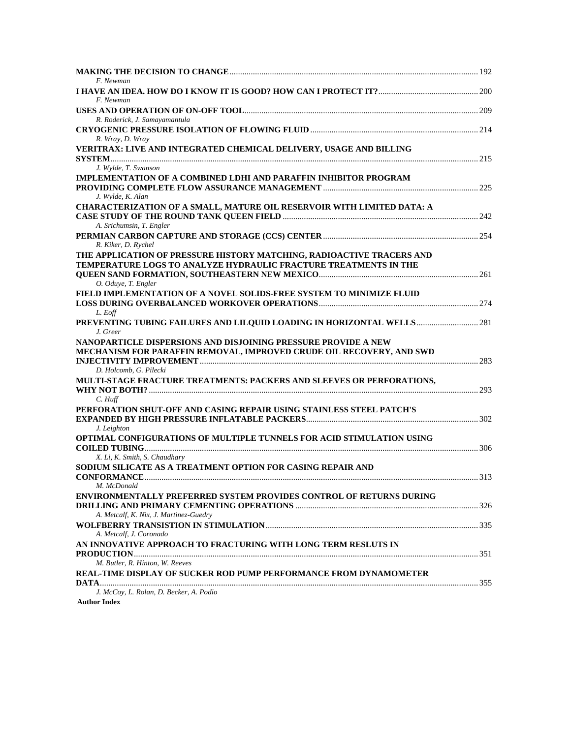**MAKING THE DECISION TO CHANGE** .......... 192
*F. Newman*

**I HAVE AN IDEA. HOW DO I KNOW IT IS GOOD? HOW CAN I PROTECT IT?** .......... 200
*F. Newman*

**USES AND OPERATION OF ON-OFF TOOL** .......... 209
*R. Roderick, J. Samayamantula*

**CRYOGENIC PRESSURE ISOLATION OF FLOWING FLUID** .......... 214
*R. Wray, D. Wray*

**VERITRAX: LIVE AND INTEGRATED CHEMICAL DELIVERY, USAGE AND BILLING SYSTEM** .......... 215
*J. Wylde, T. Swanson*

**IMPLEMENTATION OF A COMBINED LDHI AND PARAFFIN INHIBITOR PROGRAM PROVIDING COMPLETE FLOW ASSURANCE MANAGEMENT** .......... 225
*J. Wylde, K. Alan*

**CHARACTERIZATION OF A SMALL, MATURE OIL RESERVOIR WITH LIMITED DATA: A CASE STUDY OF THE ROUND TANK QUEEN FIELD** .......... 242
*A. Srichumsin, T. Engler*

**PERMIAN CARBON CAPTURE AND STORAGE (CCS) CENTER** .......... 254
*R. Kiker, D. Rychel*

**THE APPLICATION OF PRESSURE HISTORY MATCHING, RADIOACTIVE TRACERS AND TEMPERATURE LOGS TO ANALYZE HYDRAULIC FRACTURE TREATMENTS IN THE QUEEN SAND FORMATION, SOUTHEASTERN NEW MEXICO** .......... 261
*O. Oduye, T. Engler*

**FIELD IMPLEMENTATION OF A NOVEL SOLIDS-FREE SYSTEM TO MINIMIZE FLUID LOSS DURING OVERBALANCED WORKOVER OPERATIONS** .......... 274
*L. Eoff*

**PREVENTING TUBING FAILURES AND LILQUID LOADING IN HORIZONTAL WELLS** .......... 281
*J. Greer*

**NANOPARTICLE DISPERSIONS AND DISJOINING PRESSURE PROVIDE A NEW MECHANISM FOR PARAFFIN REMOVAL, IMPROVED CRUDE OIL RECOVERY, AND SWD INJECTIVITY IMPROVEMENT** .......... 283
*D. Holcomb, G. Pilecki*

**MULTI-STAGE FRACTURE TREATMENTS: PACKERS AND SLEEVES OR PERFORATIONS, WHY NOT BOTH?** .......... 293
*C. Huff*

**PERFORATION SHUT-OFF AND CASING REPAIR USING STAINLESS STEEL PATCH'S EXPANDED BY HIGH PRESSURE INFLATABLE PACKERS** .......... 302
*J. Leighton*

**OPTIMAL CONFIGURATIONS OF MULTIPLE TUNNELS FOR ACID STIMULATION USING COILED TUBING** .......... 306
*X. Li, K. Smith, S. Chaudhary*

**SODIUM SILICATE AS A TREATMENT OPTION FOR CASING REPAIR AND CONFORMANCE** .......... 313
*M. McDonald*

**ENVIRONMENTALLY PREFERRED SYSTEM PROVIDES CONTROL OF RETURNS DURING DRILLING AND PRIMARY CEMENTING OPERATIONS** .......... 326
*A. Metcalf, K. Nix, J. Martinez-Guedry*

**WOLFBERRY TRANSISTION IN STIMULATION** .......... 335
*A. Metcalf, J. Coronado*

**AN INNOVATIVE APPROACH TO FRACTURING WITH LONG TERM RESLUTS IN PRODUCTION** .......... 351
*M. Butler, R. Hinton, W. Reeves*

**REAL-TIME DISPLAY OF SUCKER ROD PUMP PERFORMANCE FROM DYNAMOMETER DATA** .......... 355
*J. McCoy, L. Rolan, D. Becker, A. Podio*

**Author Index**